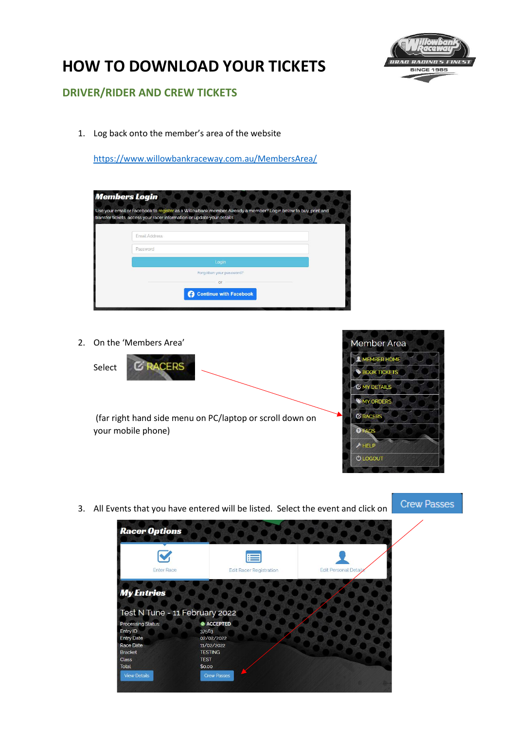# HOW TO DOWNLOAD YOUR TICKETS

## DRIVER/RIDER AND CREW TICKETS

1. Log back onto the member's area of the website

   https://www.willowbankraceway.com.au/MembersArea/

2. On the 'Members Area'

   Select RACERS

   (far right hand side menu on PC/laptop or scroll down on your mobile phone)

3. All Events that you have entered will be listed. Select the event and click on Crew Passes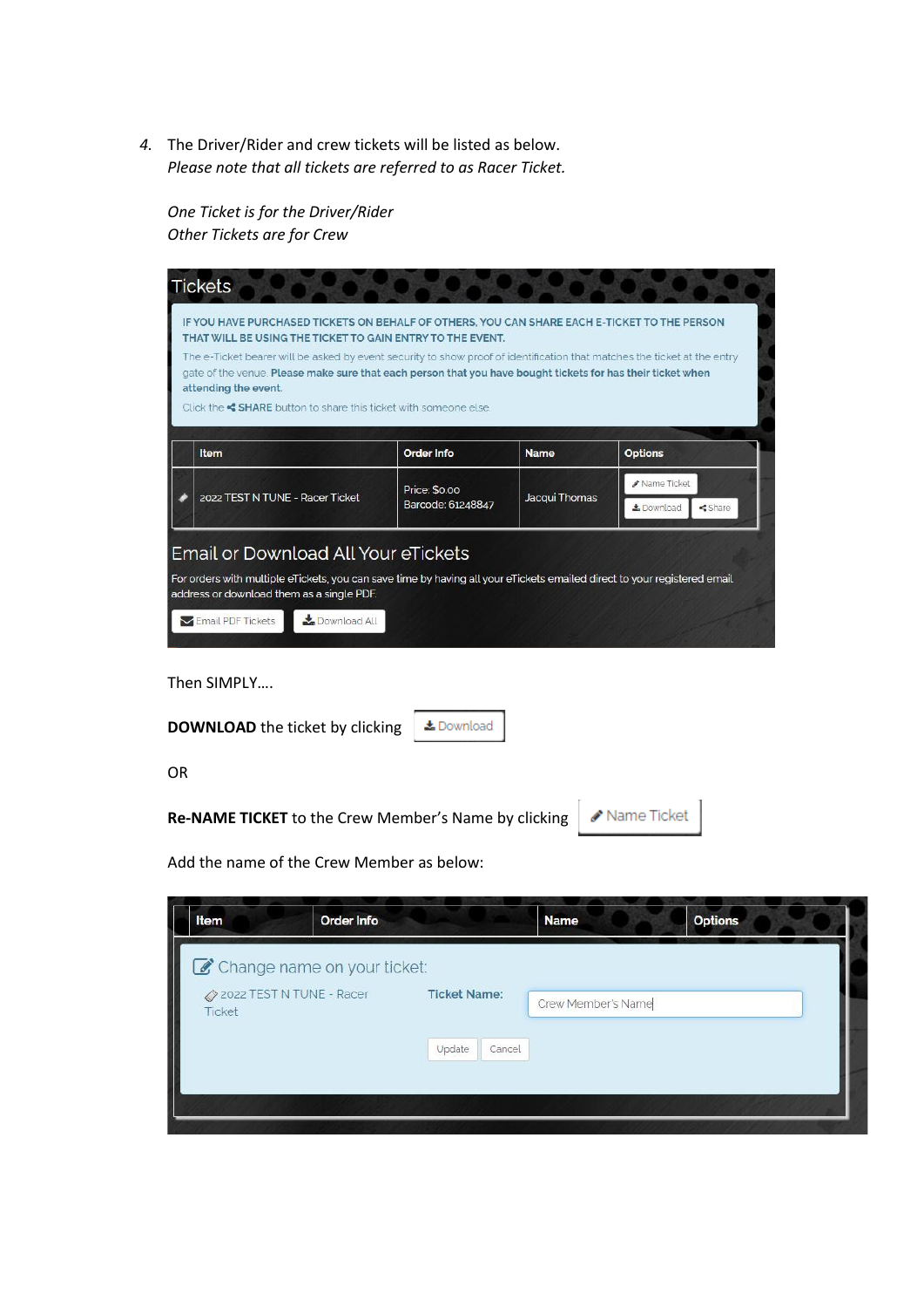4. The Driver/Rider and crew tickets will be listed as below.
   *Please note that all tickets are referred to as Racer Ticket.*

   *One Ticket is for the Driver/Rider*
   *Other Tickets are for Crew*

## Tickets

IF YOU HAVE PURCHASED TICKETS ON BEHALF OF OTHERS, YOU CAN SHARE EACH E-TICKET TO THE PERSON THAT WILL BE USING THE TICKET TO GAIN ENTRY TO THE EVENT.

The e-Ticket bearer will be asked by event security to show proof of identification that matches the ticket at the entry gate of the venue. **Please make sure that each person that you have bought tickets for has their ticket when attending the event.**

Click the **SHARE** button to share this ticket with someone else.

| Item | Order Info | Name | Options |
|---|---|---|---|
| 2022 TEST N TUNE - Racer Ticket | Price: $0.00 Barcode: 61248847 | Jacqui Thomas | Name Ticket / Download / Share |

## Email or Download All Your eTickets

For orders with multiple eTickets, you can save time by having all your eTickets emailed direct to your registered email address or download them as a single PDF.

Email PDF Tickets | Download All

Then SIMPLY….

**DOWNLOAD** the ticket by clicking Download

OR

**Re-NAME TICKET** to the Crew Member's Name by clicking Name Ticket

Add the name of the Crew Member as below:

| Item | Order Info | Name | Options |
|---|---|---|---|

Change name on your ticket:

2022 TEST N TUNE - Racer Ticket

**Ticket Name:** Crew Member's Name

Update | Cancel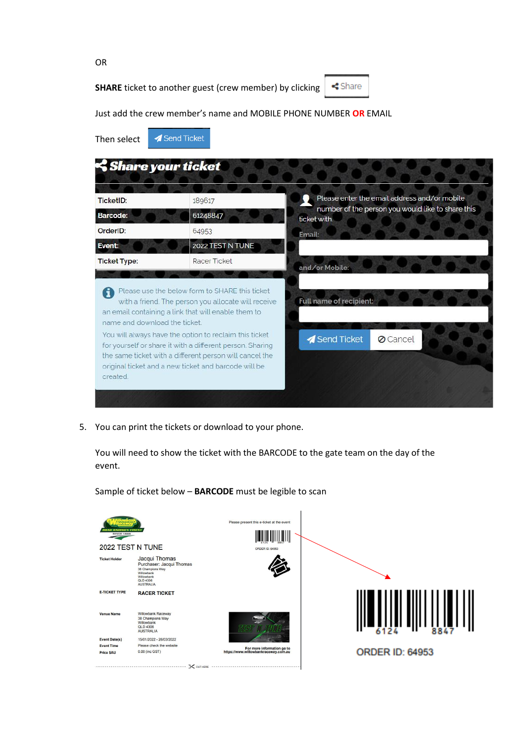OR

**SHARE** ticket to another guest (crew member) by clicking Share

Just add the crew member's name and MOBILE PHONE NUMBER **OR** EMAIL

Then select Send Ticket

**Share your ticket**

| TicketID: | 189617 |
| --- | --- |
| Barcode: | 61248847 |
| OrderID: | 64953 |
| Event: | 2022 TEST N TUNE |
| Ticket Type: | Racer Ticket |

Please use the below form to SHARE this ticket with a friend. The person you allocate will receive an email containing a link that will enable them to name and download the ticket.

You will always have the option to reclaim this ticket for yourself or share it with a different person. Sharing the same ticket with a different person will cancel the original ticket and a new ticket and barcode will be created.

Please enter the email address and/or mobile number of the person you would like to share this ticket with

Email:

and/or Mobile:

Full name of recipient:

Send Ticket | Cancel

5. You can print the tickets or download to your phone.

   You will need to show the ticket with the BARCODE to the gate team on the day of the event.

   Sample of ticket below – **BARCODE** must be legible to scan

2022 TEST N TUNE

| | |
| --- | --- |
| Ticket Holder | Jacqui Thomas<br>Purchaser: Jacqui Thomas<br>38 Champions Way<br>Willowbank<br>Willowbank<br>QLD 4306<br>AUSTRALIA |
| E-TICKET TYPE | RACER TICKET |
| Venue Name | Willowbank Raceway<br>38 Champions Way<br>Willowbank<br>QLD 4306<br>AUSTRALIA |
| Event Date(s) | 15/01/2022 - 26/03/2022 |
| Event Time | Please check the website |
| Price $AU | 0.00 (inc GST) |

Please present this e-ticket at the event

ORDER ID: 64953

For more information go to https://www.willowbankraceway.com.au

CUT HERE

6124 8847

ORDER ID: 64953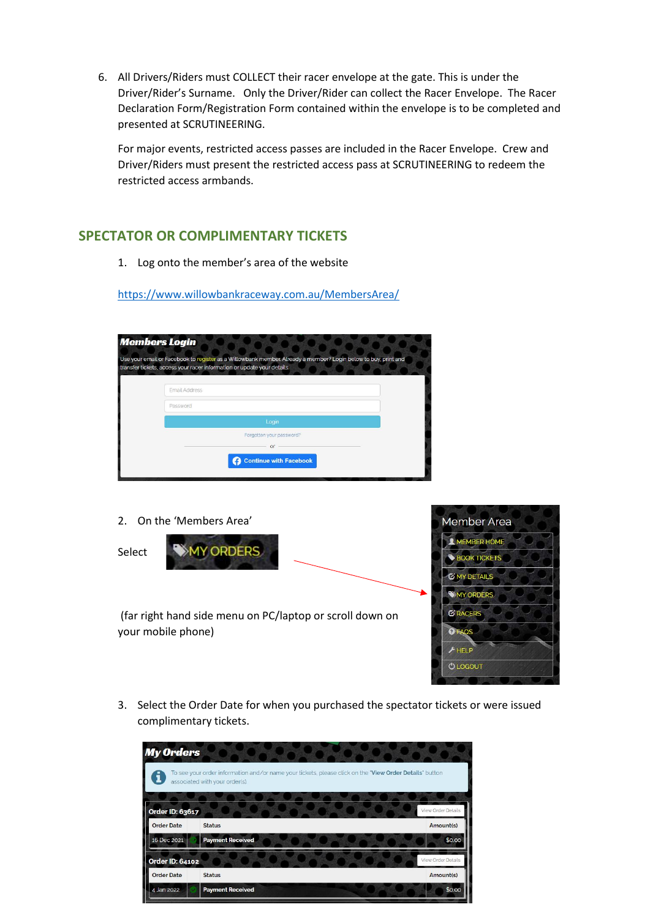6. All Drivers/Riders must COLLECT their racer envelope at the gate. This is under the Driver/Rider's Surname. Only the Driver/Rider can collect the Racer Envelope. The Racer Declaration Form/Registration Form contained within the envelope is to be completed and presented at SCRUTINEERING.

   For major events, restricted access passes are included in the Racer Envelope. Crew and Driver/Riders must present the restricted access pass at SCRUTINEERING to redeem the restricted access armbands.

## SPECTATOR OR COMPLIMENTARY TICKETS

1. Log onto the member's area of the website

   https://www.willowbankraceway.com.au/MembersArea/

2. On the 'Members Area'

   Select MY ORDERS

   (far right hand side menu on PC/laptop or scroll down on your mobile phone)

3. Select the Order Date for when you purchased the spectator tickets or were issued complimentary tickets.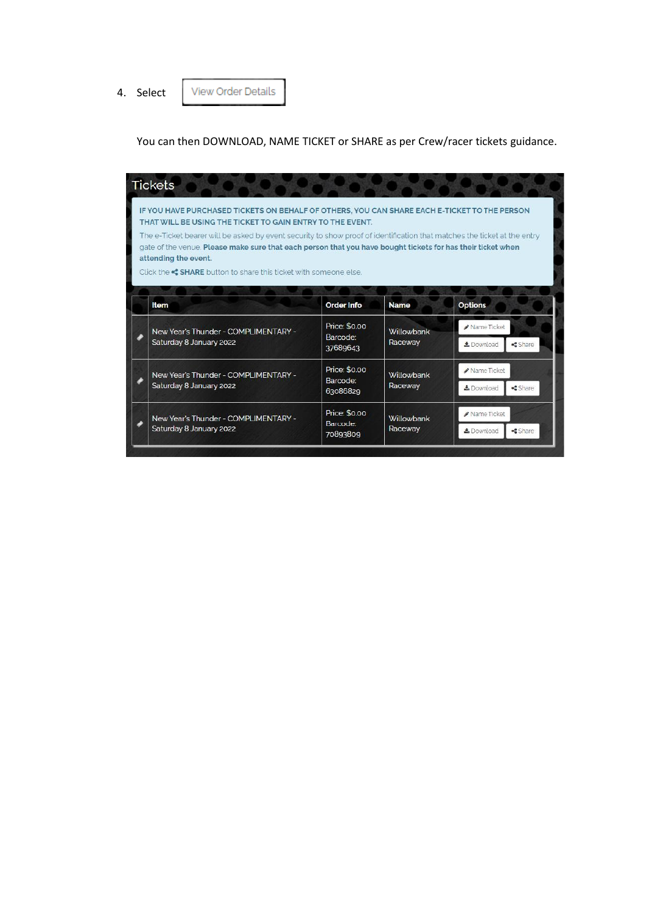4. Select View Order Details

You can then DOWNLOAD, NAME TICKET or SHARE as per Crew/racer tickets guidance.

## Tickets

**IF YOU HAVE PURCHASED TICKETS ON BEHALF OF OTHERS, YOU CAN SHARE EACH E-TICKET TO THE PERSON THAT WILL BE USING THE TICKET TO GAIN ENTRY TO THE EVENT.**

The e-Ticket bearer will be asked by event security to show proof of identification that matches the ticket at the entry gate of the venue. **Please make sure that each person that you have bought tickets for has their ticket when attending the event.**

Click the **SHARE** button to share this ticket with someone else.

| | Item | Order Info | Name | Options |
|---|---|---|---|---|
| | New Year's Thunder - COMPLIMENTARY - Saturday 8 January 2022 | Price: $0.00 Barcode: 37689643 | Willowbank Raceway | Name Ticket Download Share |
| | New Year's Thunder - COMPLIMENTARY - Saturday 8 January 2022 | Price: $0.00 Barcode: 63086829 | Willowbank Raceway | Name Ticket Download Share |
| | New Year's Thunder - COMPLIMENTARY - Saturday 8 January 2022 | Price: $0.00 Barcode: 70893809 | Willowbank Raceway | Name Ticket Download Share |